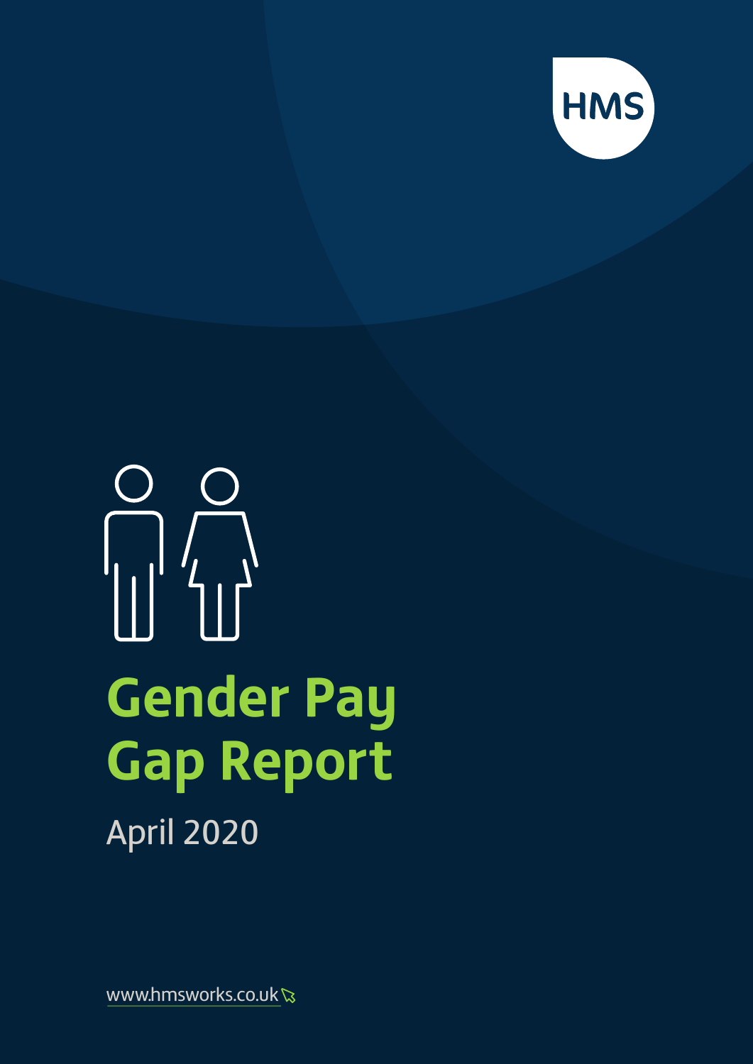HMS

# Gender Pay Gap Report

April 2020

www.hmsworks.co.uk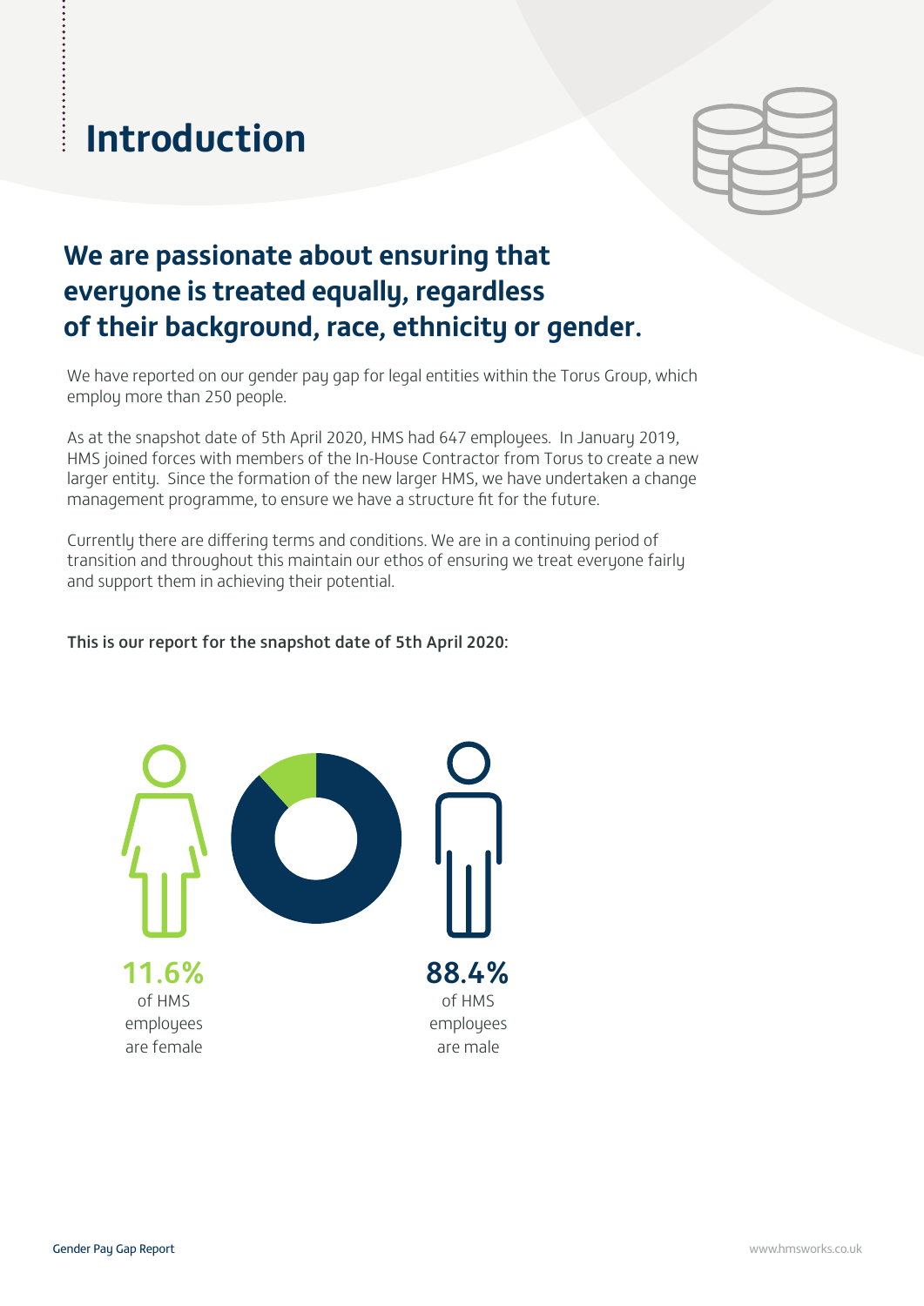# Introduction

## We are passionate about ensuring that everyone is treated equally, regardless of their background, race, ethnicity or gender.

We have reported on our gender pay gap for legal entities within the Torus Group, which employ more than 250 people.

As at the snapshot date of 5th April 2020, HMS had 647 employees. In January 2019, HMS joined forces with members of the In-House Contractor from Torus to create a new larger entity. Since the formation of the new larger HMS, we have undertaken a change management programme, to ensure we have a structure fit for the future.

Currently there are differing terms and conditions. We are in a continuing period of transition and throughout this maintain our ethos of ensuring we treat everyone fairly and support them in achieving their potential.

**This is our report for the snapshot date of 5th April 2020:**

**11.6%** of HMS employees are female

**88.4%** of HMS employees are male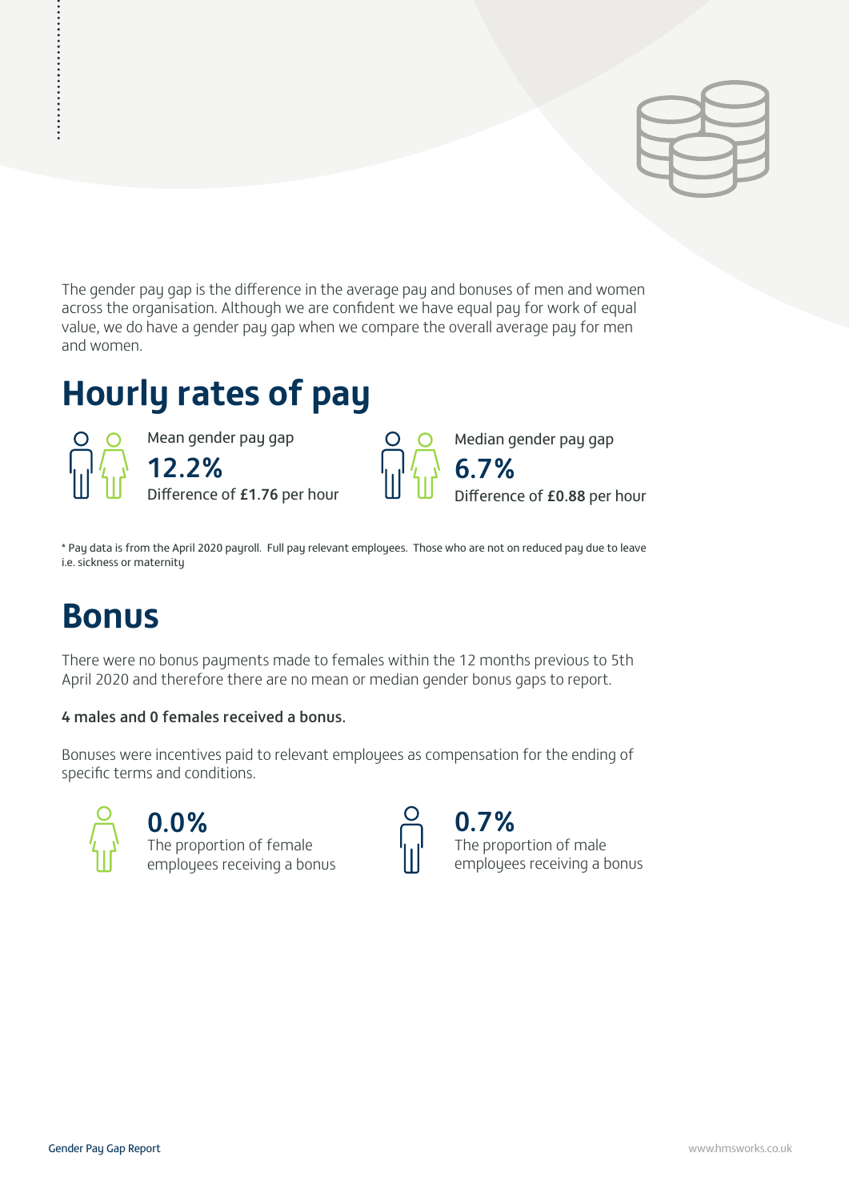The gender pay gap is the difference in the average pay and bonuses of men and women across the organisation. Although we are confident we have equal pay for work of equal value, we do have a gender pay gap when we compare the overall average pay for men and women.

# Hourly rates of pay

Mean gender pay gap

**12.2%**

Difference of **£1.76** per hour

Median gender pay gap

**6.7%**

Difference of **£0.88** per hour

* Pay data is from the April 2020 payroll. Full pay relevant employees. Those who are not on reduced pay due to leave i.e. sickness or maternity

# Bonus

There were no bonus payments made to females within the 12 months previous to 5th April 2020 and therefore there are no mean or median gender bonus gaps to report.

**4 males and 0 females received a bonus.**

Bonuses were incentives paid to relevant employees as compensation for the ending of specific terms and conditions.

**0.0%**

The proportion of female employees receiving a bonus

**0.7%**

The proportion of male employees receiving a bonus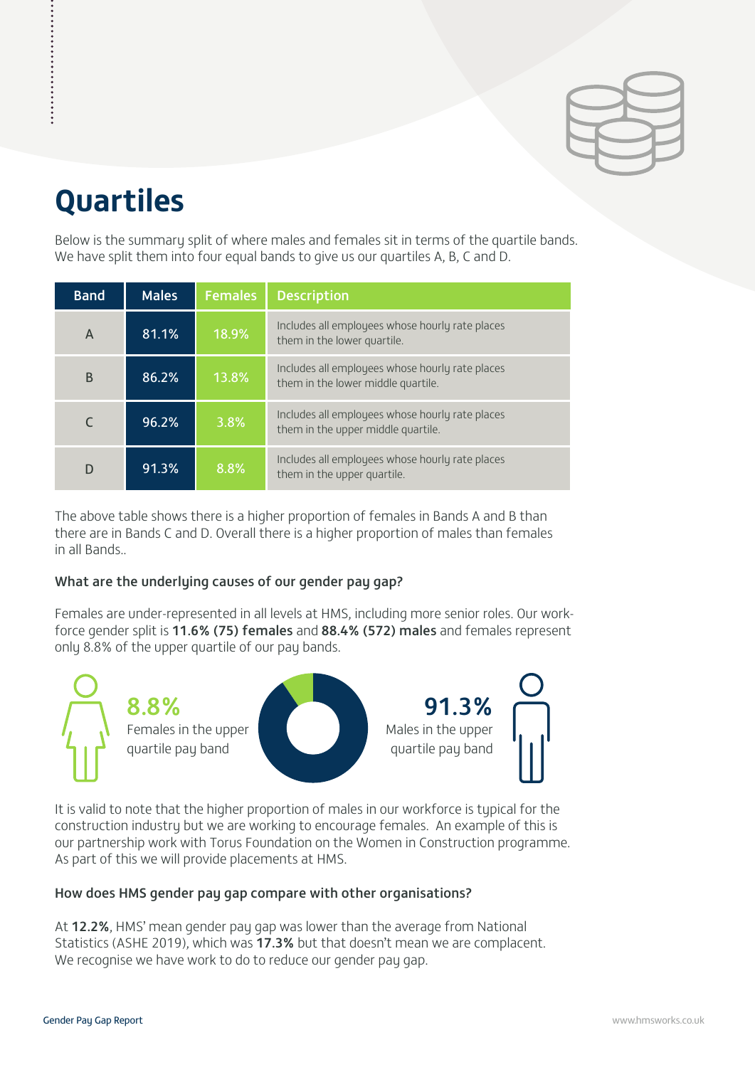# Quartiles

Below is the summary split of where males and females sit in terms of the quartile bands. We have split them into four equal bands to give us our quartiles A, B, C and D.

| Band | Males | Females | Description |
|---|---|---|---|
| A | 81.1% | 18.9% | Includes all employees whose hourly rate places them in the lower quartile. |
| B | 86.2% | 13.8% | Includes all employees whose hourly rate places them in the lower middle quartile. |
| C | 96.2% | 3.8% | Includes all employees whose hourly rate places them in the upper middle quartile. |
| D | 91.3% | 8.8% | Includes all employees whose hourly rate places them in the upper quartile. |

The above table shows there is a higher proportion of females in Bands A and B than there are in Bands C and D. Overall there is a higher proportion of males than females in all Bands..

### What are the underlying causes of our gender pay gap?

Females are under-represented in all levels at HMS, including more senior roles. Our work-force gender split is **11.6% (75) females** and **88.4% (572) males** and females represent only 8.8% of the upper quartile of our pay bands.

**8.8%**
Females in the upper quartile pay band

**91.3%**
Males in the upper quartile pay band

It is valid to note that the higher proportion of males in our workforce is typical for the construction industry but we are working to encourage females. An example of this is our partnership work with Torus Foundation on the Women in Construction programme. As part of this we will provide placements at HMS.

### How does HMS gender pay gap compare with other organisations?

At **12.2%**, HMS' mean gender pay gap was lower than the average from National Statistics (ASHE 2019), which was **17.3%** but that doesn't mean we are complacent. We recognise we have work to do to reduce our gender pay gap.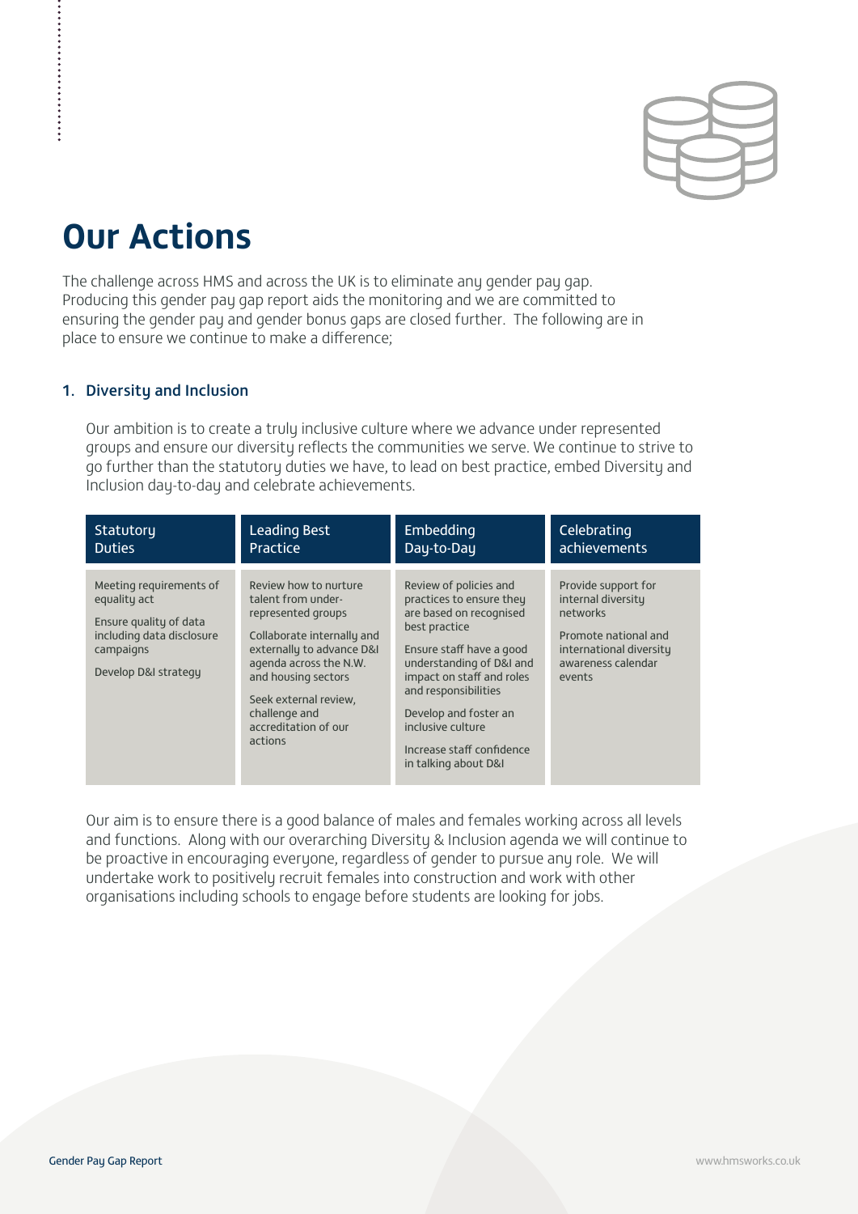# Our Actions

The challenge across HMS and across the UK is to eliminate any gender pay gap. Producing this gender pay gap report aids the monitoring and we are committed to ensuring the gender pay and gender bonus gaps are closed further. The following are in place to ensure we continue to make a difference;

### 1. Diversity and Inclusion

Our ambition is to create a truly inclusive culture where we advance under represented groups and ensure our diversity reflects the communities we serve. We continue to strive to go further than the statutory duties we have, to lead on best practice, embed Diversity and Inclusion day-to-day and celebrate achievements.

| Statutory Duties | Leading Best Practice | Embedding Day-to-Day | Celebrating achievements |
|---|---|---|---|
| Meeting requirements of equality act<br><br>Ensure quality of data including data disclosure campaigns<br><br>Develop D&I strategy | Review how to nurture talent from under-represented groups<br><br>Collaborate internally and externally to advance D&I agenda across the N.W. and housing sectors<br><br>Seek external review, challenge and accreditation of our actions | Review of policies and practices to ensure they are based on recognised best practice<br><br>Ensure staff have a good understanding of D&I and impact on staff and roles and responsibilities<br><br>Develop and foster an inclusive culture<br><br>Increase staff confidence in talking about D&I | Provide support for internal diversity networks<br><br>Promote national and international diversity awareness calendar events |

Our aim is to ensure there is a good balance of males and females working across all levels and functions. Along with our overarching Diversity & Inclusion agenda we will continue to be proactive in encouraging everyone, regardless of gender to pursue any role. We will undertake work to positively recruit females into construction and work with other organisations including schools to engage before students are looking for jobs.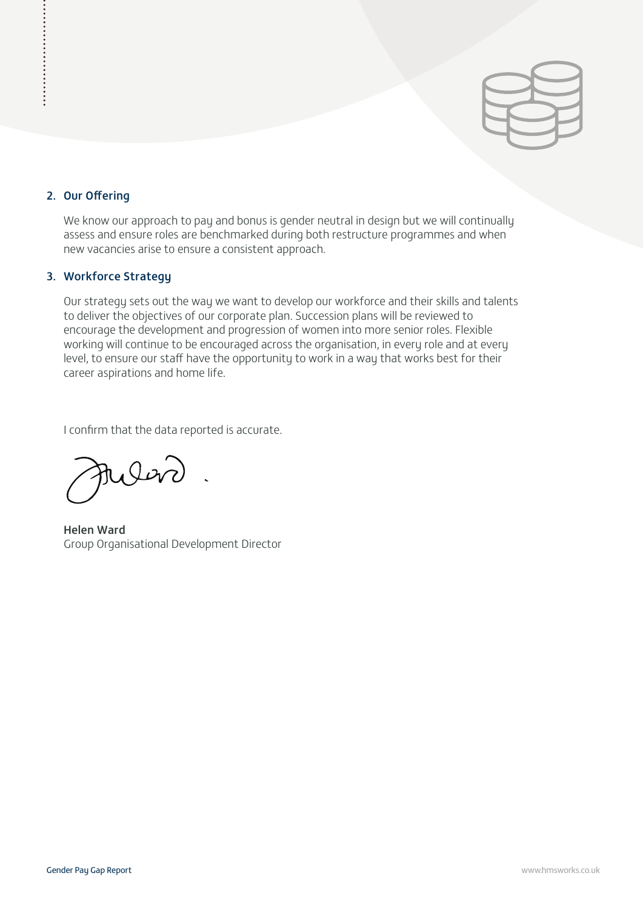## 2. Our Offering

We know our approach to pay and bonus is gender neutral in design but we will continually assess and ensure roles are benchmarked during both restructure programmes and when new vacancies arise to ensure a consistent approach.

## 3. Workforce Strategy

Our strategy sets out the way we want to develop our workforce and their skills and talents to deliver the objectives of our corporate plan. Succession plans will be reviewed to encourage the development and progression of women into more senior roles. Flexible working will continue to be encouraged across the organisation, in every role and at every level, to ensure our staff have the opportunity to work in a way that works best for their career aspirations and home life.

I confirm that the data reported is accurate.

**Helen Ward**
Group Organisational Development Director